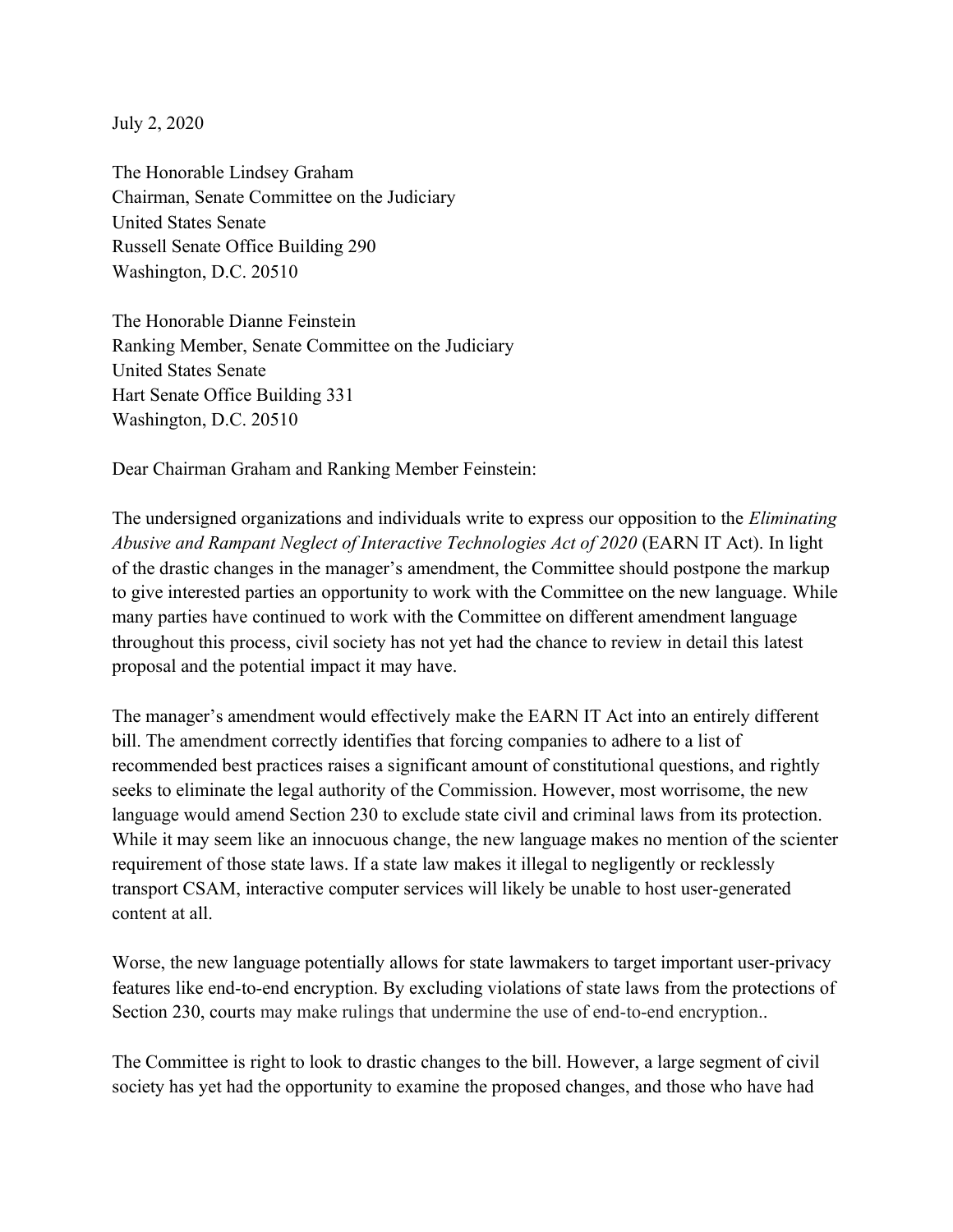July 2, 2020

The Honorable Lindsey Graham
Chairman, Senate Committee on the Judiciary
United States Senate
Russell Senate Office Building 290
Washington, D.C. 20510

The Honorable Dianne Feinstein
Ranking Member, Senate Committee on the Judiciary
United States Senate
Hart Senate Office Building 331
Washington, D.C. 20510

Dear Chairman Graham and Ranking Member Feinstein:

The undersigned organizations and individuals write to express our opposition to the *Eliminating Abusive and Rampant Neglect of Interactive Technologies Act of 2020* (EARN IT Act). In light of the drastic changes in the manager's amendment, the Committee should postpone the markup to give interested parties an opportunity to work with the Committee on the new language. While many parties have continued to work with the Committee on different amendment language throughout this process, civil society has not yet had the chance to review in detail this latest proposal and the potential impact it may have.

The manager's amendment would effectively make the EARN IT Act into an entirely different bill. The amendment correctly identifies that forcing companies to adhere to a list of recommended best practices raises a significant amount of constitutional questions, and rightly seeks to eliminate the legal authority of the Commission. However, most worrisome, the new language would amend Section 230 to exclude state civil and criminal laws from its protection. While it may seem like an innocuous change, the new language makes no mention of the scienter requirement of those state laws. If a state law makes it illegal to negligently or recklessly transport CSAM, interactive computer services will likely be unable to host user-generated content at all.

Worse, the new language potentially allows for state lawmakers to target important user-privacy features like end-to-end encryption. By excluding violations of state laws from the protections of Section 230, courts may make rulings that undermine the use of end-to-end encryption..

The Committee is right to look to drastic changes to the bill. However, a large segment of civil society has yet had the opportunity to examine the proposed changes, and those who have had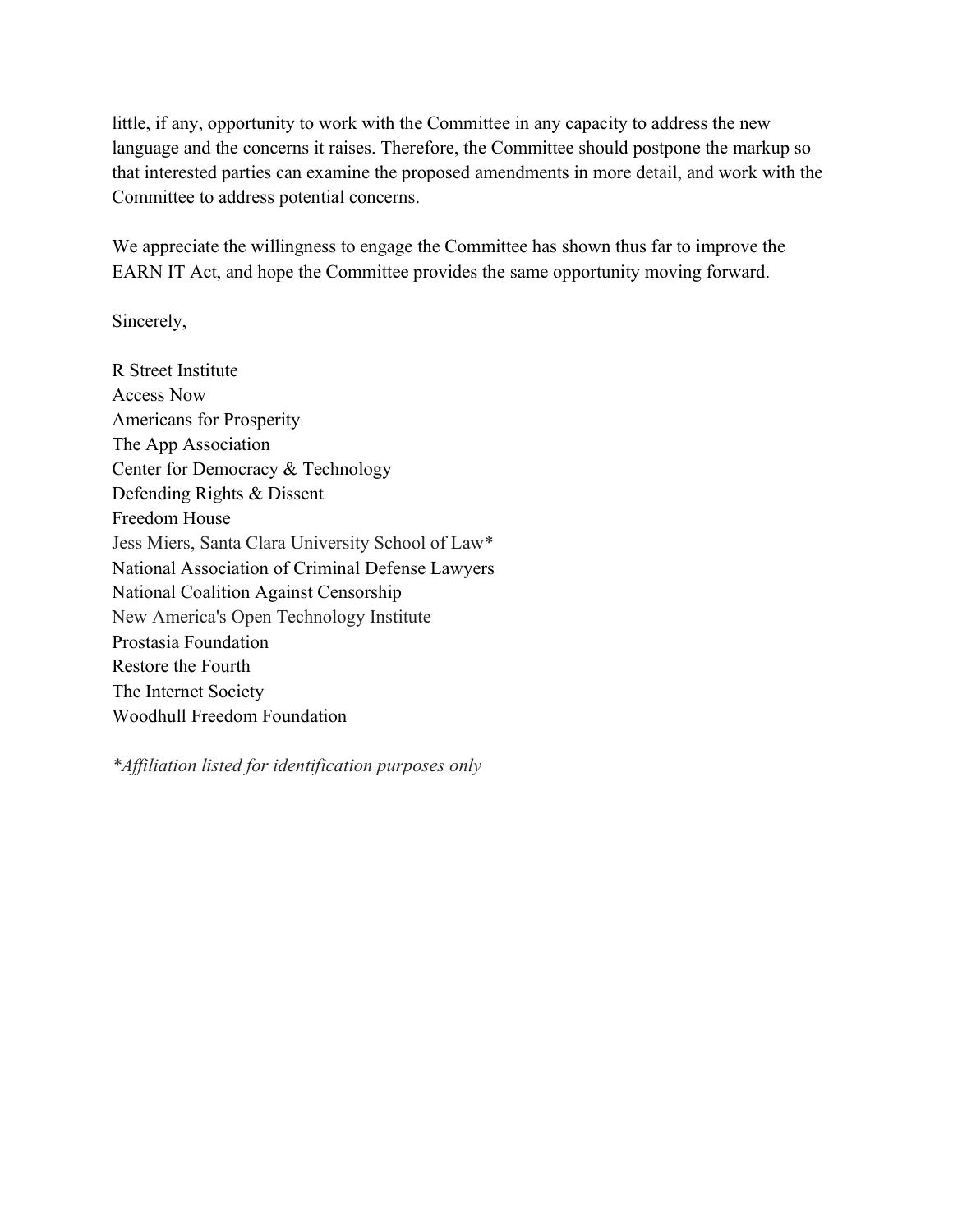little, if any, opportunity to work with the Committee in any capacity to address the new language and the concerns it raises. Therefore, the Committee should postpone the markup so that interested parties can examine the proposed amendments in more detail, and work with the Committee to address potential concerns.

We appreciate the willingness to engage the Committee has shown thus far to improve the EARN IT Act, and hope the Committee provides the same opportunity moving forward.

Sincerely,

R Street Institute
Access Now
Americans for Prosperity
The App Association
Center for Democracy & Technology
Defending Rights & Dissent
Freedom House
Jess Miers, Santa Clara University School of Law*
National Association of Criminal Defense Lawyers
National Coalition Against Censorship
New America's Open Technology Institute
Prostasia Foundation
Restore the Fourth
The Internet Society
Woodhull Freedom Foundation

*\*Affiliation listed for identification purposes only*